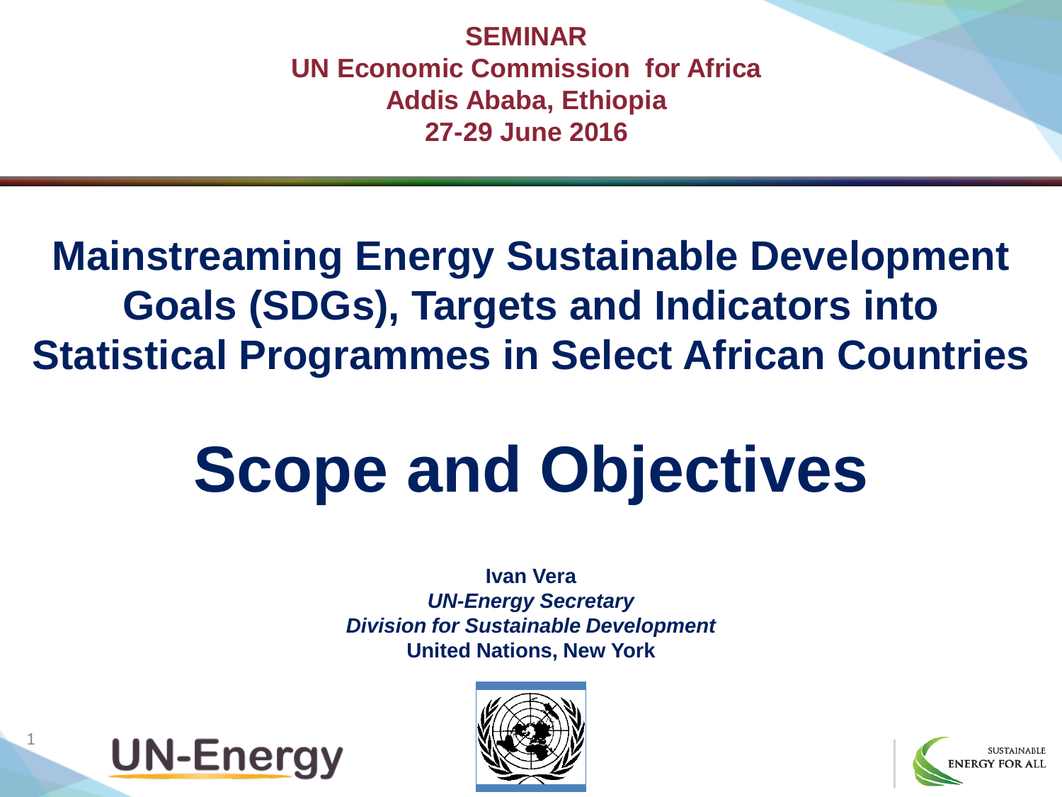**SEMINAR**
**UN Economic Commission for Africa**
**Addis Ababa, Ethiopia**
**27-29 June 2016**

# Mainstreaming Energy Sustainable Development Goals (SDGs), Targets and Indicators into Statistical Programmes in Select African Countries

# Scope and Objectives

**Ivan Vera**
***UN-Energy Secretary***
***Division for Sustainable Development***
**United Nations, New York**

UN-Energy

SUSTAINABLE ENERGY FOR ALL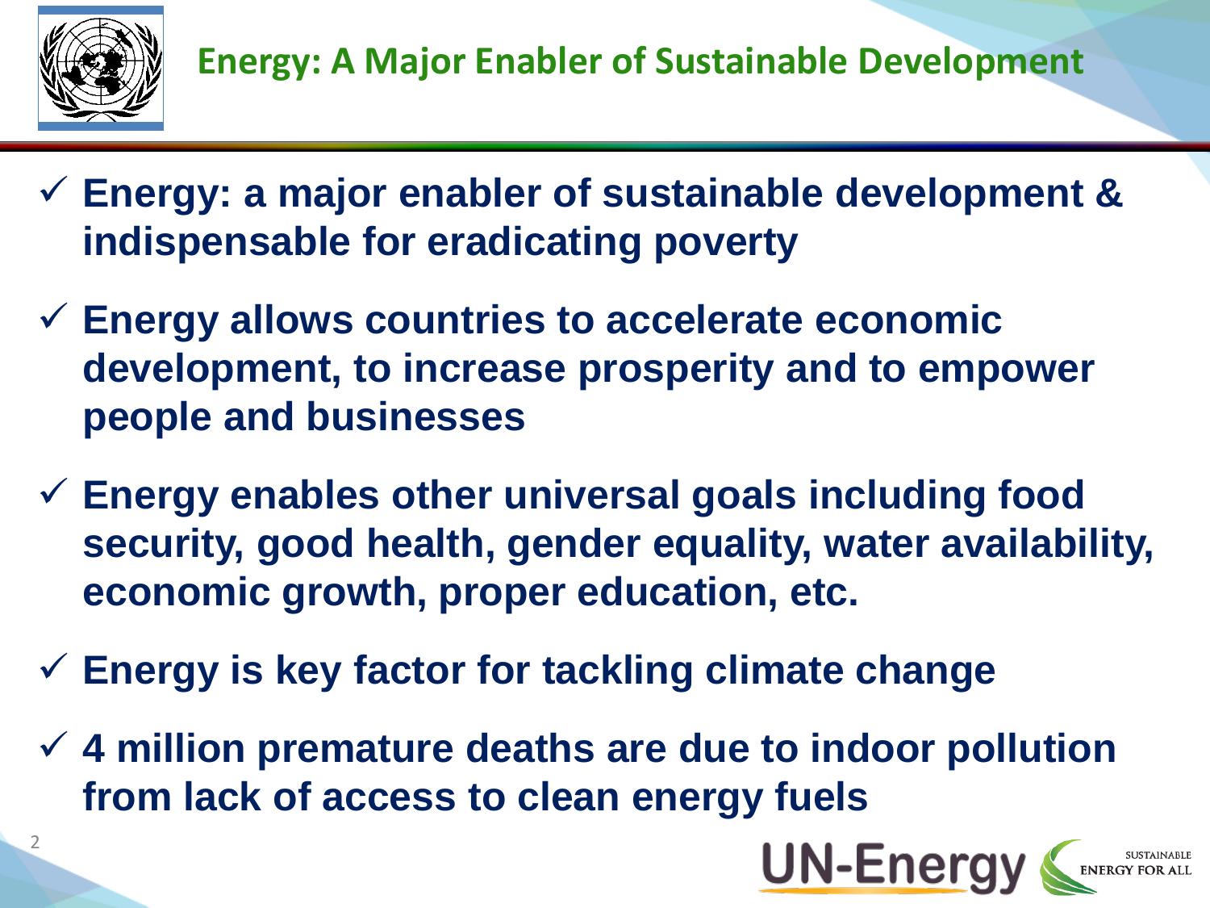# Energy: A Major Enabler of Sustainable Development

- ✓ **Energy: a major enabler of sustainable development & indispensable for eradicating poverty**
- ✓ **Energy allows countries to accelerate economic development, to increase prosperity and to empower people and businesses**
- ✓ **Energy enables other universal goals including food security, good health, gender equality, water availability, economic growth, proper education, etc.**
- ✓ **Energy is key factor for tackling climate change**
- ✓ **4 million premature deaths are due to indoor pollution from lack of access to clean energy fuels**

UN-Energy | SUSTAINABLE ENERGY FOR ALL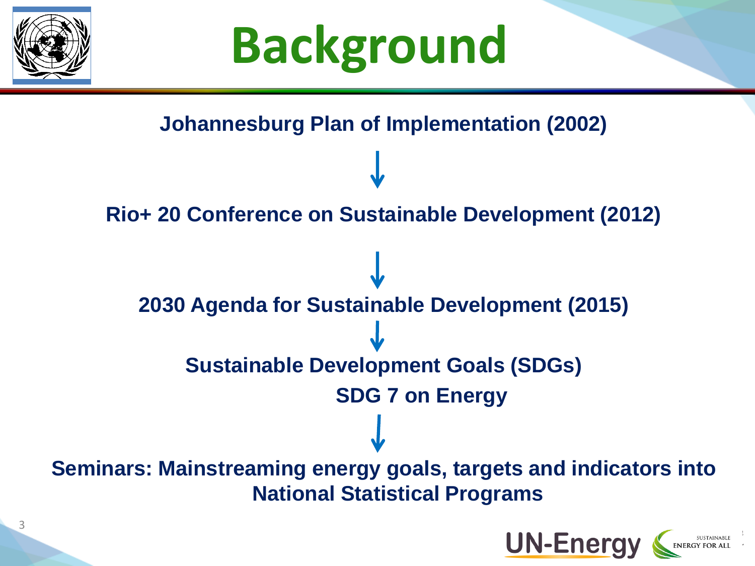# Background

**Johannesburg Plan of Implementation (2002)**

↓

**Rio+ 20 Conference on Sustainable Development (2012)**

↓

**2030 Agenda for Sustainable Development (2015)**

↓

**Sustainable Development Goals (SDGs)**

**SDG 7 on Energy**

↓

**Seminars: Mainstreaming energy goals, targets and indicators into National Statistical Programs**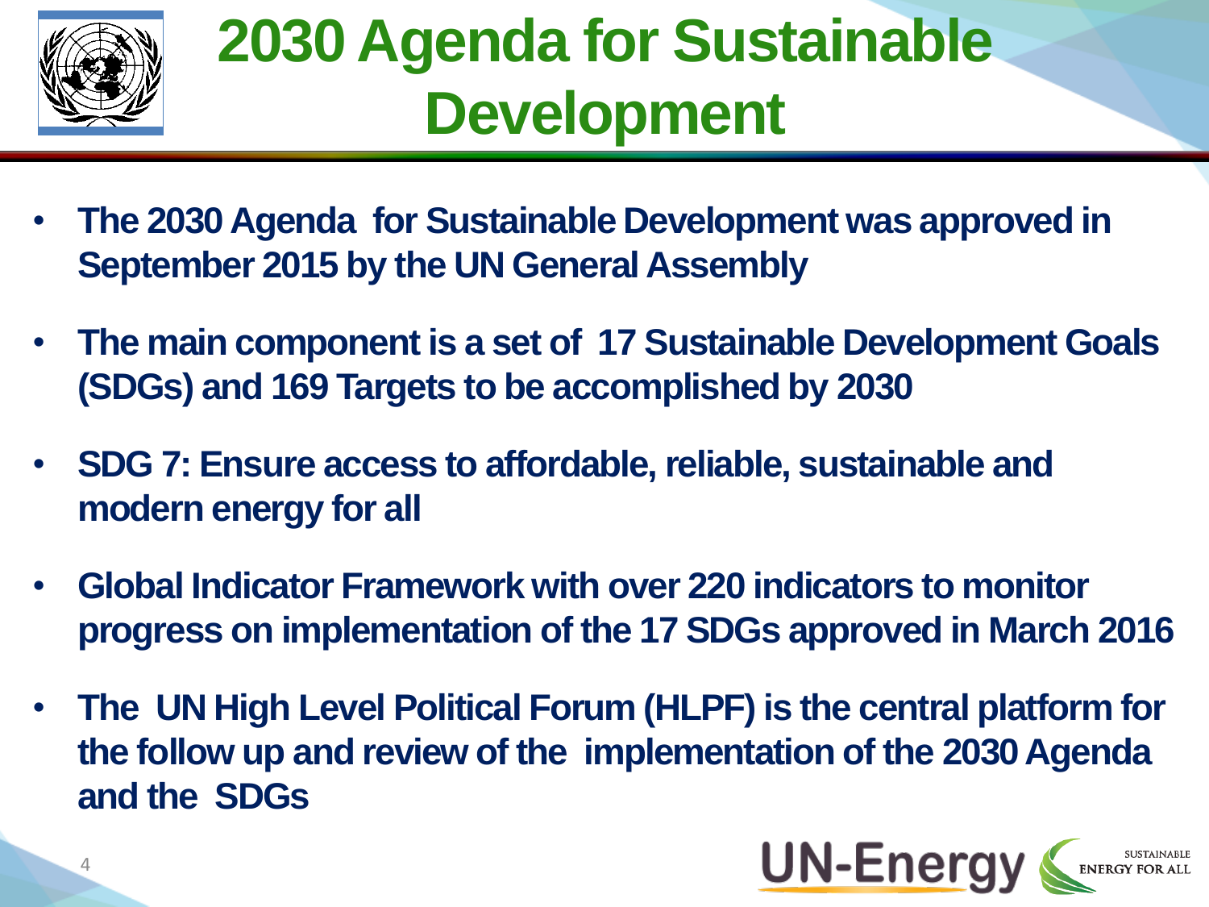# 2030 Agenda for Sustainable Development

- **The 2030 Agenda for Sustainable Development was approved in September 2015 by the UN General Assembly**
- **The main component is a set of 17 Sustainable Development Goals (SDGs) and 169 Targets to be accomplished by 2030**
- **SDG 7: Ensure access to affordable, reliable, sustainable and modern energy for all**
- **Global Indicator Framework with over 220 indicators to monitor progress on implementation of the 17 SDGs approved in March 2016**
- **The UN High Level Political Forum (HLPF) is the central platform for the follow up and review of the implementation of the 2030 Agenda and the SDGs**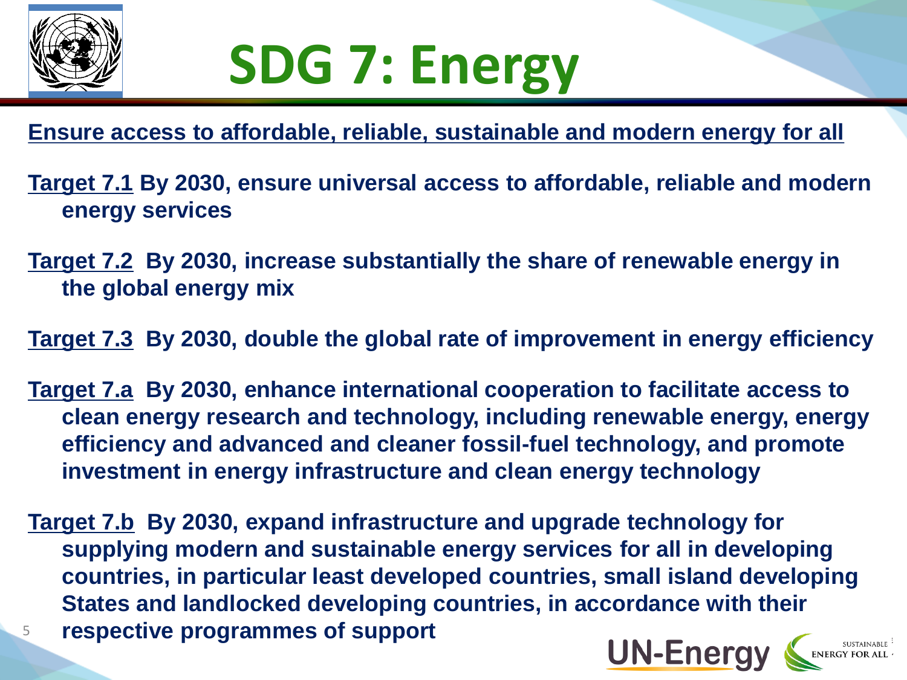# SDG 7: Energy

**Ensure access to affordable, reliable, sustainable and modern energy for all**

**Target 7.1** By 2030, ensure universal access to affordable, reliable and modern energy services

**Target 7.2** By 2030, increase substantially the share of renewable energy in the global energy mix

**Target 7.3** By 2030, double the global rate of improvement in energy efficiency

**Target 7.a** By 2030, enhance international cooperation to facilitate access to clean energy research and technology, including renewable energy, energy efficiency and advanced and cleaner fossil-fuel technology, and promote investment in energy infrastructure and clean energy technology

**Target 7.b** By 2030, expand infrastructure and upgrade technology for supplying modern and sustainable energy services for all in developing countries, in particular least developed countries, small island developing States and landlocked developing countries, in accordance with their respective programmes of support

UN-Energy | SUSTAINABLE ENERGY FOR ALL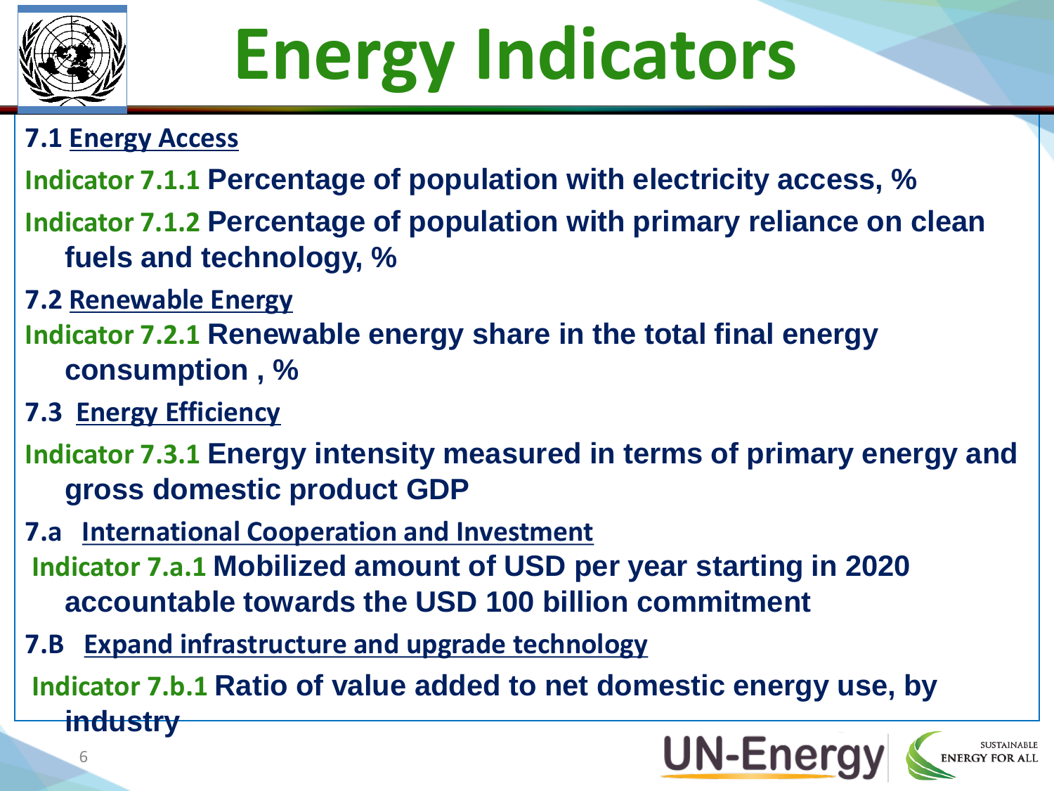# Energy Indicators

**7.1 Energy Access**

**Indicator 7.1.1** **Percentage of population with electricity access, %**

**Indicator 7.1.2** **Percentage of population with primary reliance on clean fuels and technology, %**

**7.2 Renewable Energy**

**Indicator 7.2.1** **Renewable energy share in the total final energy consumption , %**

**7.3 Energy Efficiency**

**Indicator 7.3.1** **Energy intensity measured in terms of primary energy and gross domestic product GDP**

**7.a International Cooperation and Investment**

**Indicator 7.a.1** **Mobilized amount of USD per year starting in 2020 accountable towards the USD 100 billion commitment**

**7.B Expand infrastructure and upgrade technology**

**Indicator 7.b.1** **Ratio of value added to net domestic energy use, by industry**

UN-Energy

SUSTAINABLE ENERGY FOR ALL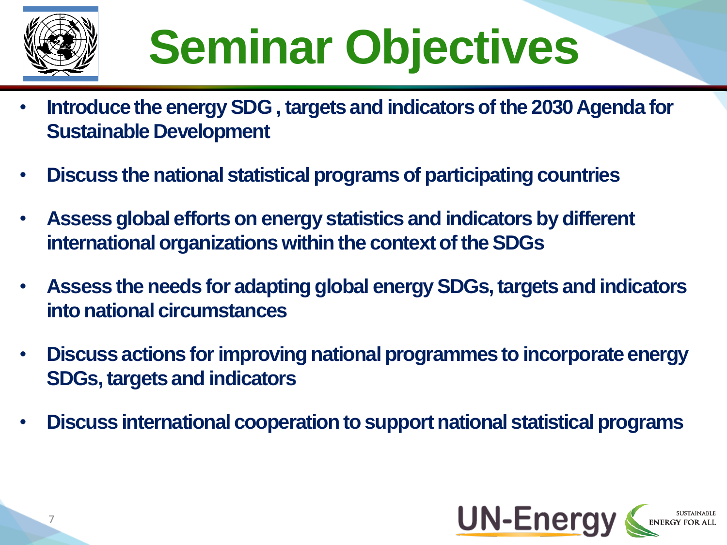# Seminar Objectives

- **Introduce the energy SDG , targets and indicators of the 2030 Agenda for Sustainable Development**
- **Discuss the national statistical programs of participating countries**
- **Assess global efforts on energy statistics and indicators by different international organizations within the context of the SDGs**
- **Assess the needs for adapting global energy SDGs, targets and indicators into national circumstances**
- **Discuss actions for improving national programmes to incorporate energy SDGs, targets and indicators**
- **Discuss international cooperation to support national statistical programs**

UN-Energy SUSTAINABLE ENERGY FOR ALL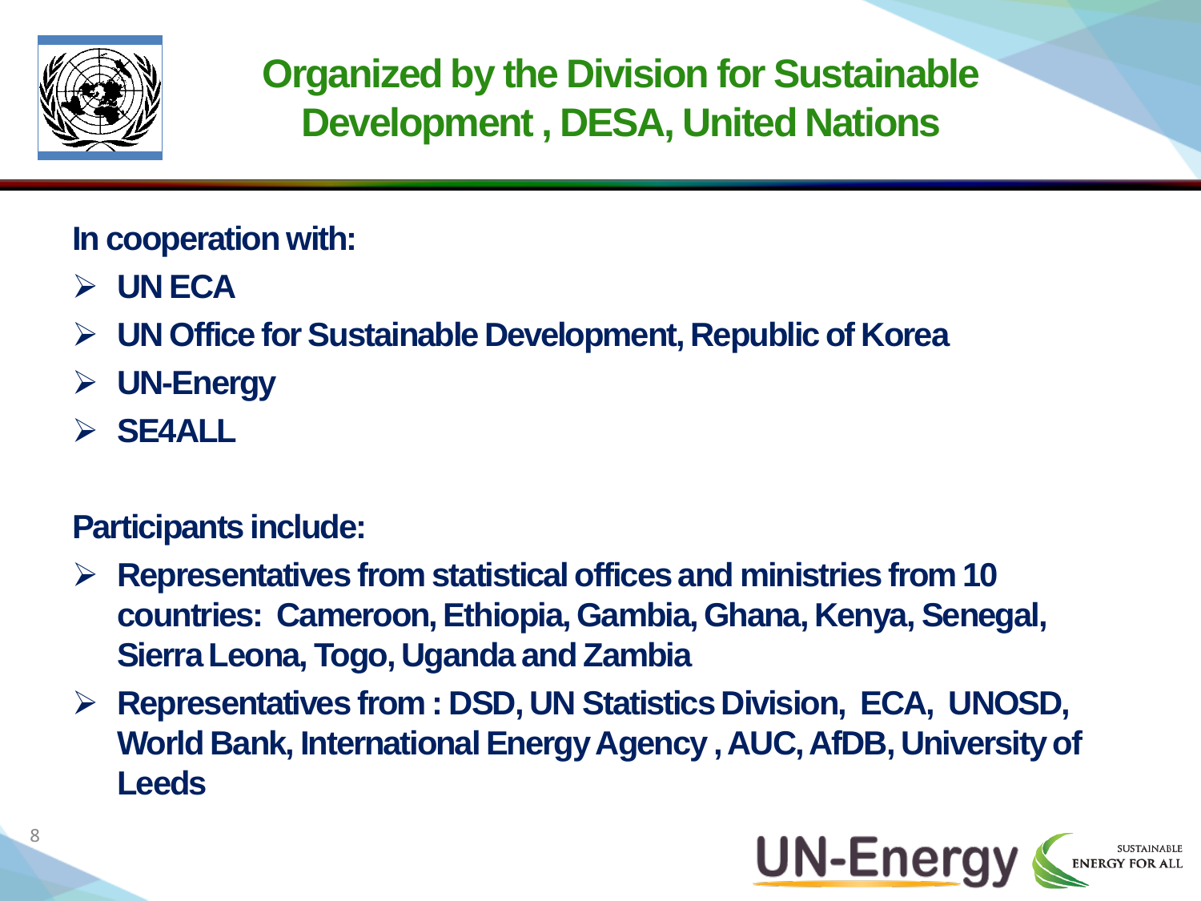# Organized by the Division for Sustainable Development , DESA, United Nations

**In cooperation with:**

- **UN ECA**
- **UN Office for Sustainable Development, Republic of Korea**
- **UN-Energy**
- **SE4ALL**

**Participants include:**

- **Representatives from statistical offices and ministries from 10 countries: Cameroon, Ethiopia, Gambia, Ghana, Kenya, Senegal, Sierra Leona, Togo, Uganda and Zambia**
- **Representatives from : DSD, UN Statistics Division, ECA, UNOSD, World Bank, International Energy Agency , AUC, AfDB, University of Leeds**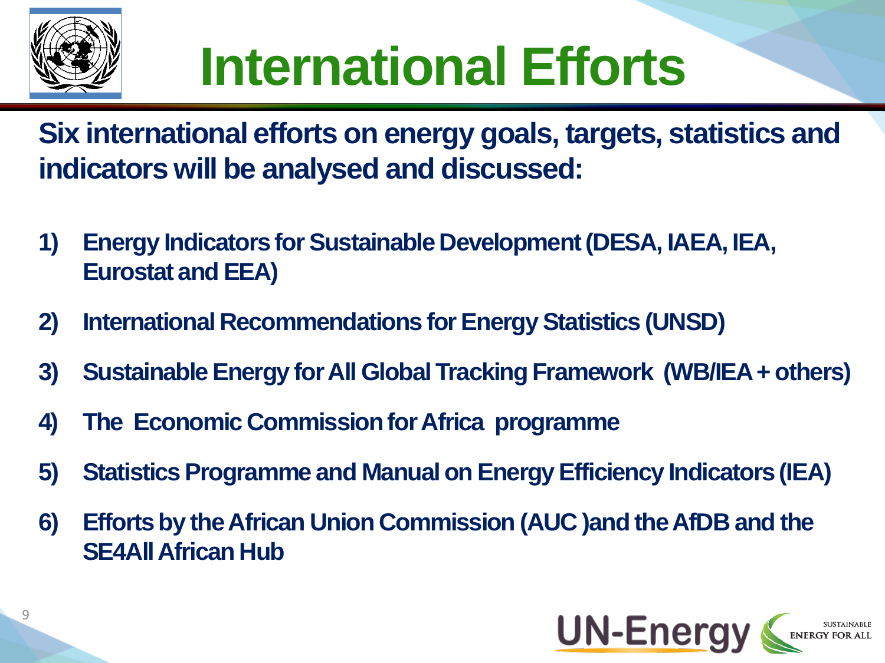# International Efforts

**Six international efforts on energy goals, targets, statistics and indicators will be analysed and discussed:**

1) **Energy Indicators for Sustainable Development (DESA, IAEA, IEA, Eurostat and EEA)**
2) **International Recommendations for Energy Statistics (UNSD)**
3) **Sustainable Energy for All Global Tracking Framework (WB/IEA + others)**
4) **The Economic Commission for Africa programme**
5) **Statistics Programme and Manual on Energy Efficiency Indicators (IEA)**
6) **Efforts by the African Union Commission (AUC )and the AfDB and the SE4All African Hub**

UN-Energy

SUSTAINABLE ENERGY FOR ALL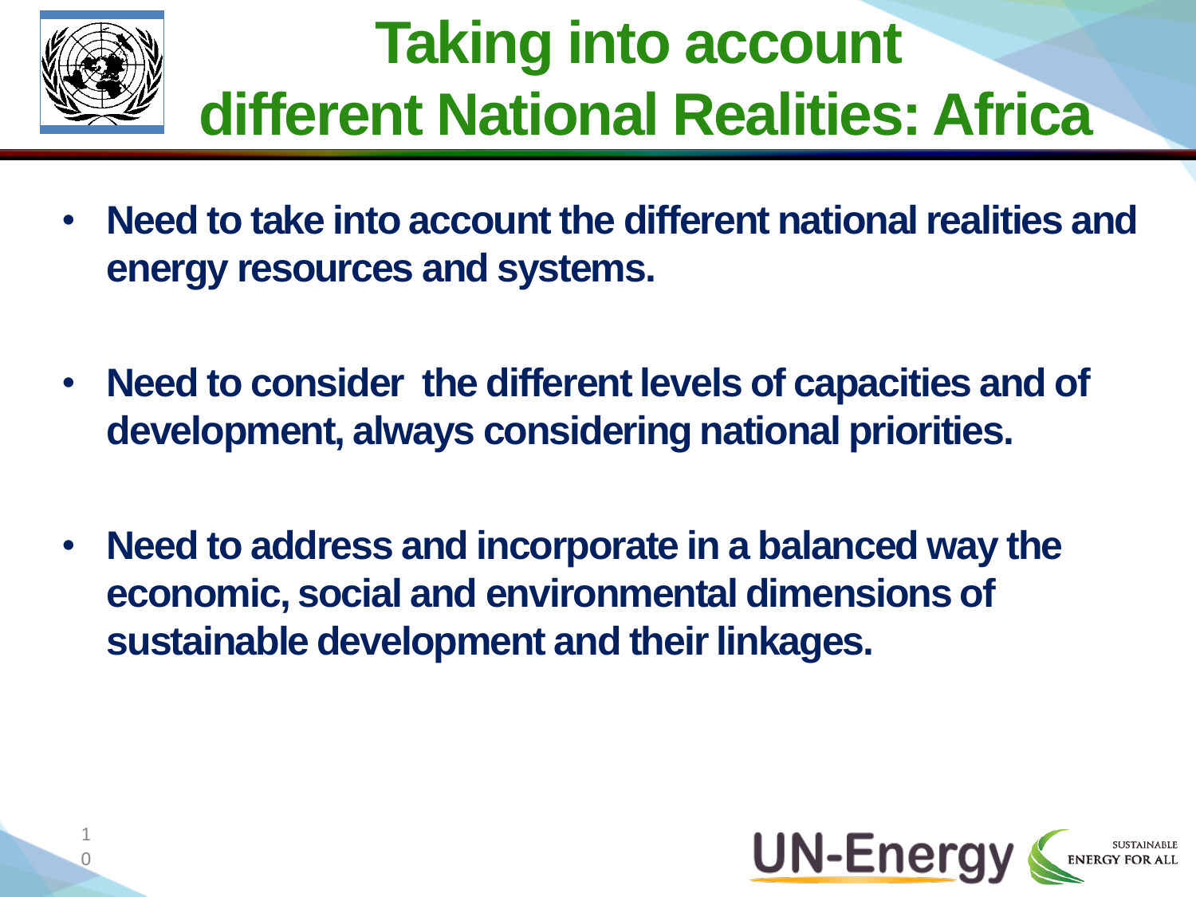# Taking into account different National Realities: Africa

- **Need to take into account the different national realities and energy resources and systems.**

- **Need to consider the different levels of capacities and of development, always considering national priorities.**

- **Need to address and incorporate in a balanced way the economic, social and environmental dimensions of sustainable development and their linkages.**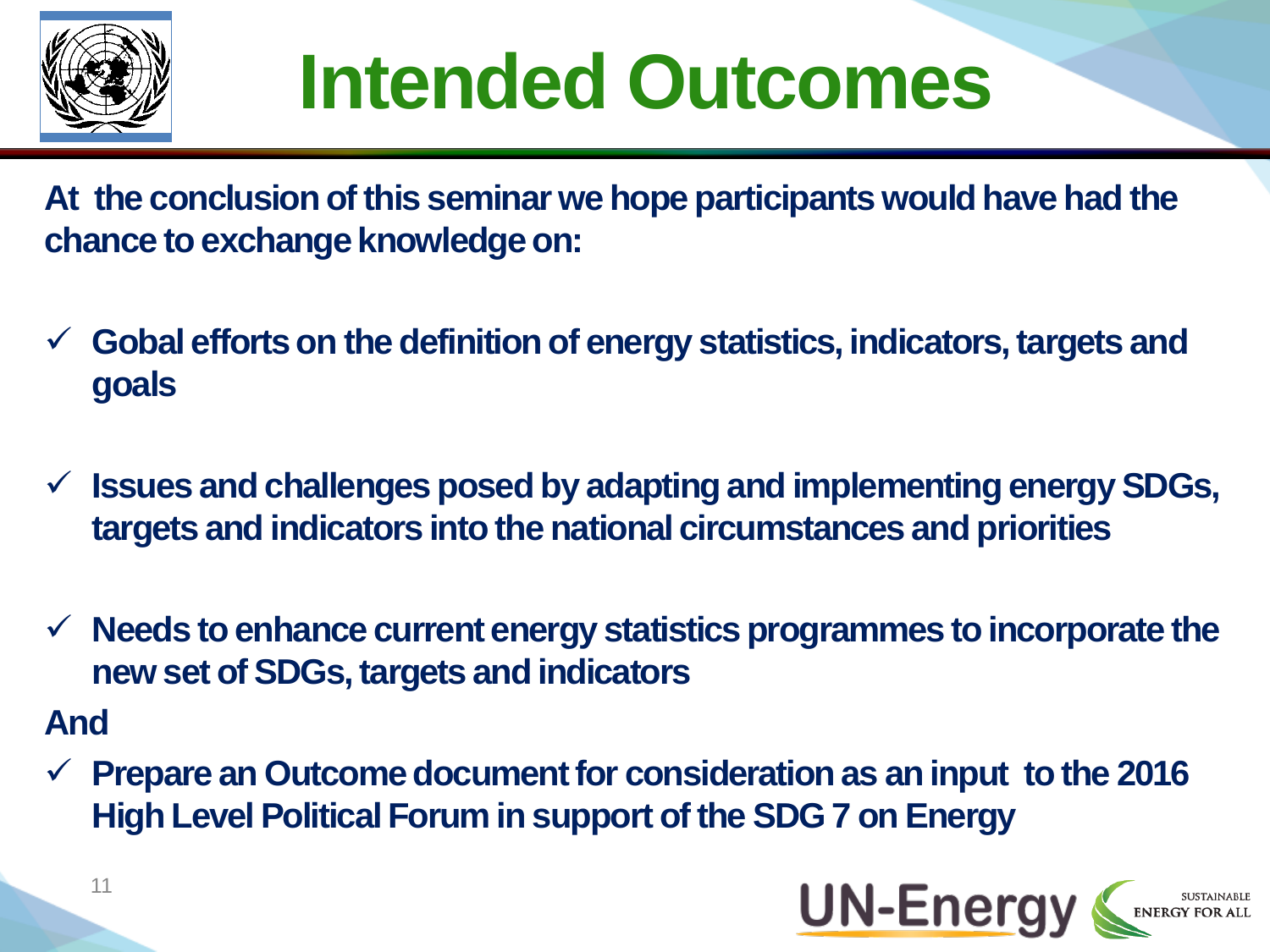# Intended Outcomes

**At the conclusion of this seminar we hope participants would have had the chance to exchange knowledge on:**

- ✓ **Gobal efforts on the definition of energy statistics, indicators, targets and goals**
- ✓ **Issues and challenges posed by adapting and implementing energy SDGs, targets and indicators into the national circumstances and priorities**
- ✓ **Needs to enhance current energy statistics programmes to incorporate the new set of SDGs, targets and indicators**

**And**

- ✓ **Prepare an Outcome document for consideration as an input to the 2016 High Level Political Forum in support of the SDG 7 on Energy**

UN-Energy

SUSTAINABLE ENERGY FOR ALL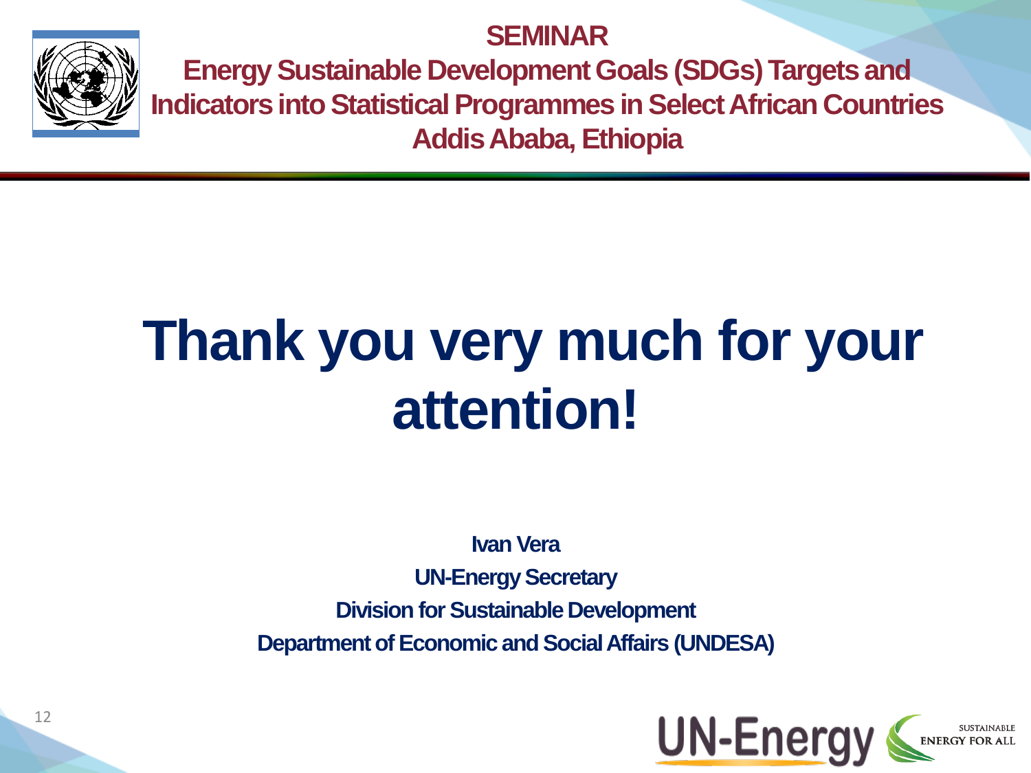SEMINAR

Energy Sustainable Development Goals (SDGs) Targets and Indicators into Statistical Programmes in Select African Countries

Addis Ababa, Ethiopia

# Thank you very much for your attention!

**Ivan Vera**

**UN-Energy Secretary**

**Division for Sustainable Development**

**Department of Economic and Social Affairs (UNDESA)**

UN-Energy

SUSTAINABLE ENERGY FOR ALL